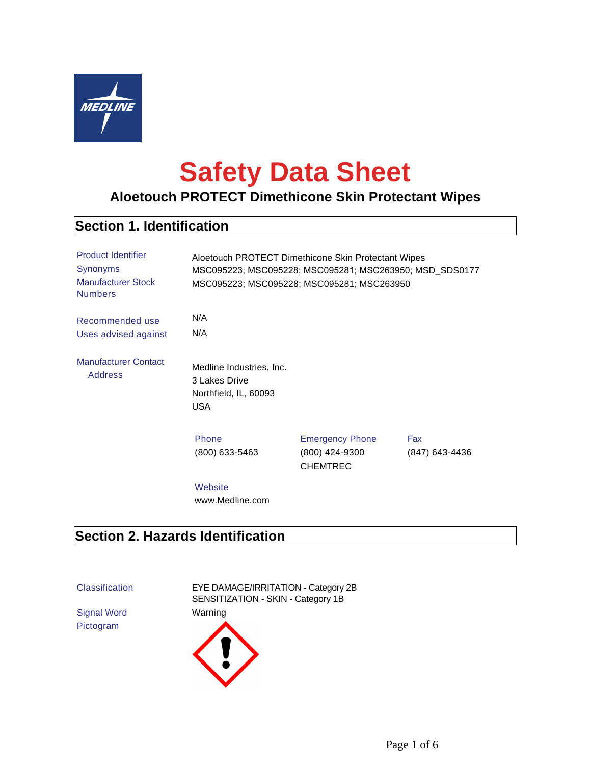# Safety Data Sheet

## Aloetouch PROTECT Dimethicone Skin Protectant Wipes

## Section 1. Identification

| | |
|---|---|
| Product Identifier | Aloetouch PROTECT Dimethicone Skin Protectant Wipes |
| Synonyms | MSC095223; MSC095228; MSC095281; MSC263950; MSD_SDS0177 |
| Manufacturer Stock Numbers | MSC095223; MSC095228; MSC095281; MSC263950 |
| Recommended use | N/A |
| Uses advised against | N/A |

**Manufacturer Contact Address**

Medline Industries, Inc.
3 Lakes Drive
Northfield, IL, 60093
USA

| Phone | Emergency Phone | Fax |
|---|---|---|
| (800) 633-5463 | (800) 424-9300 CHEMTREC | (847) 643-4436 |

**Website**
www.Medline.com

## Section 2. Hazards Identification

| | |
|---|---|
| Classification | EYE DAMAGE/IRRITATION - Category 2B<br>SENSITIZATION - SKIN - Category 1B |
| Signal Word | Warning |
| Pictogram | |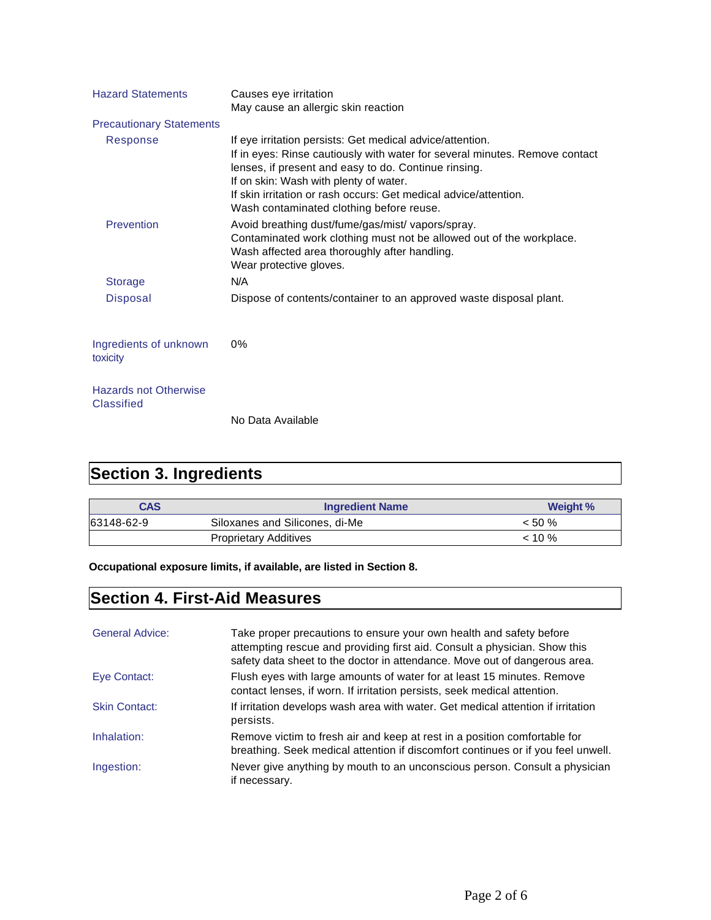**Hazard Statements**

Causes eye irritation
May cause an allergic skin reaction

**Precautionary Statements**

**Response**

If eye irritation persists: Get medical advice/attention.
If in eyes: Rinse cautiously with water for several minutes. Remove contact lenses, if present and easy to do. Continue rinsing.
If on skin: Wash with plenty of water.
If skin irritation or rash occurs: Get medical advice/attention.
Wash contaminated clothing before reuse.

**Prevention**

Avoid breathing dust/fume/gas/mist/ vapors/spray.
Contaminated work clothing must not be allowed out of the workplace.
Wash affected area thoroughly after handling.
Wear protective gloves.

**Storage**

N/A

**Disposal**

Dispose of contents/container to an approved waste disposal plant.

**Ingredients of unknown toxicity**

0%

**Hazards not Otherwise Classified**

No Data Available

## Section 3. Ingredients

| CAS | Ingredient Name | Weight % |
|---|---|---|
| 63148-62-9 | Siloxanes and Silicones, di-Me | < 50 % |
| | Proprietary Additives | < 10 % |

**Occupational exposure limits, if available, are listed in Section 8.**

## Section 4. First-Aid Measures

**General Advice:** Take proper precautions to ensure your own health and safety before attempting rescue and providing first aid. Consult a physician. Show this safety data sheet to the doctor in attendance. Move out of dangerous area.

**Eye Contact:** Flush eyes with large amounts of water for at least 15 minutes. Remove contact lenses, if worn. If irritation persists, seek medical attention.

**Skin Contact:** If irritation develops wash area with water. Get medical attention if irritation persists.

**Inhalation:** Remove victim to fresh air and keep at rest in a position comfortable for breathing. Seek medical attention if discomfort continues or if you feel unwell.

**Ingestion:** Never give anything by mouth to an unconscious person. Consult a physician if necessary.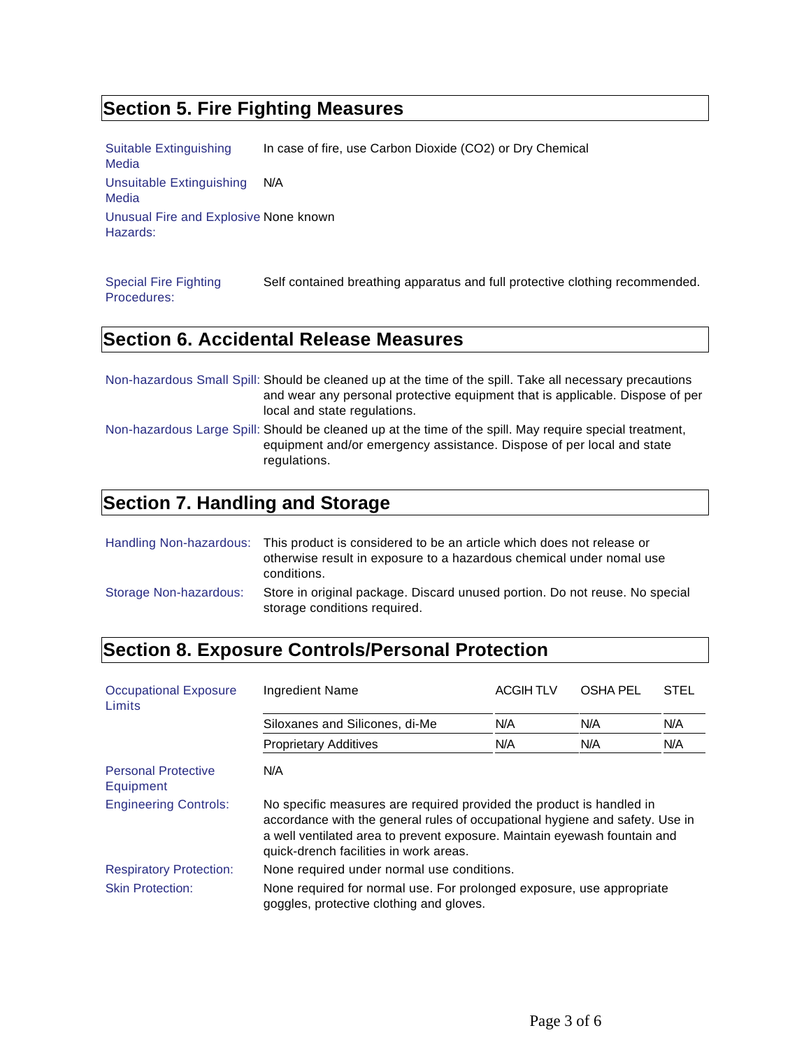## Section 5. Fire Fighting Measures

**Suitable Extinguishing Media** In case of fire, use Carbon Dioxide ($CO_2$) or Dry Chemical

**Unsuitable Extinguishing Media** N/A

**Unusual Fire and Explosive Hazards:** None known

**Special Fire Fighting Procedures:** Self contained breathing apparatus and full protective clothing recommended.

## Section 6. Accidental Release Measures

**Non-hazardous Small Spill:** Should be cleaned up at the time of the spill. Take all necessary precautions and wear any personal protective equipment that is applicable. Dispose of per local and state regulations.

**Non-hazardous Large Spill:** Should be cleaned up at the time of the spill. May require special treatment, equipment and/or emergency assistance. Dispose of per local and state regulations.

## Section 7. Handling and Storage

**Handling Non-hazardous:** This product is considered to be an article which does not release or otherwise result in exposure to a hazardous chemical under nomal use conditions.

**Storage Non-hazardous:** Store in original package. Discard unused portion. Do not reuse. No special storage conditions required.

## Section 8. Exposure Controls/Personal Protection

**Occupational Exposure Limits**

| Ingredient Name | ACGIH TLV | OSHA PEL | STEL |
|---|---|---|---|
| Siloxanes and Silicones, di-Me | N/A | N/A | N/A |
| Proprietary Additives | N/A | N/A | N/A |

**Personal Protective Equipment** N/A

**Engineering Controls:** No specific measures are required provided the product is handled in accordance with the general rules of occupational hygiene and safety. Use in a well ventilated area to prevent exposure. Maintain eyewash fountain and quick-drench facilities in work areas.

**Respiratory Protection:** None required under normal use conditions.

**Skin Protection:** None required for normal use. For prolonged exposure, use appropriate goggles, protective clothing and gloves.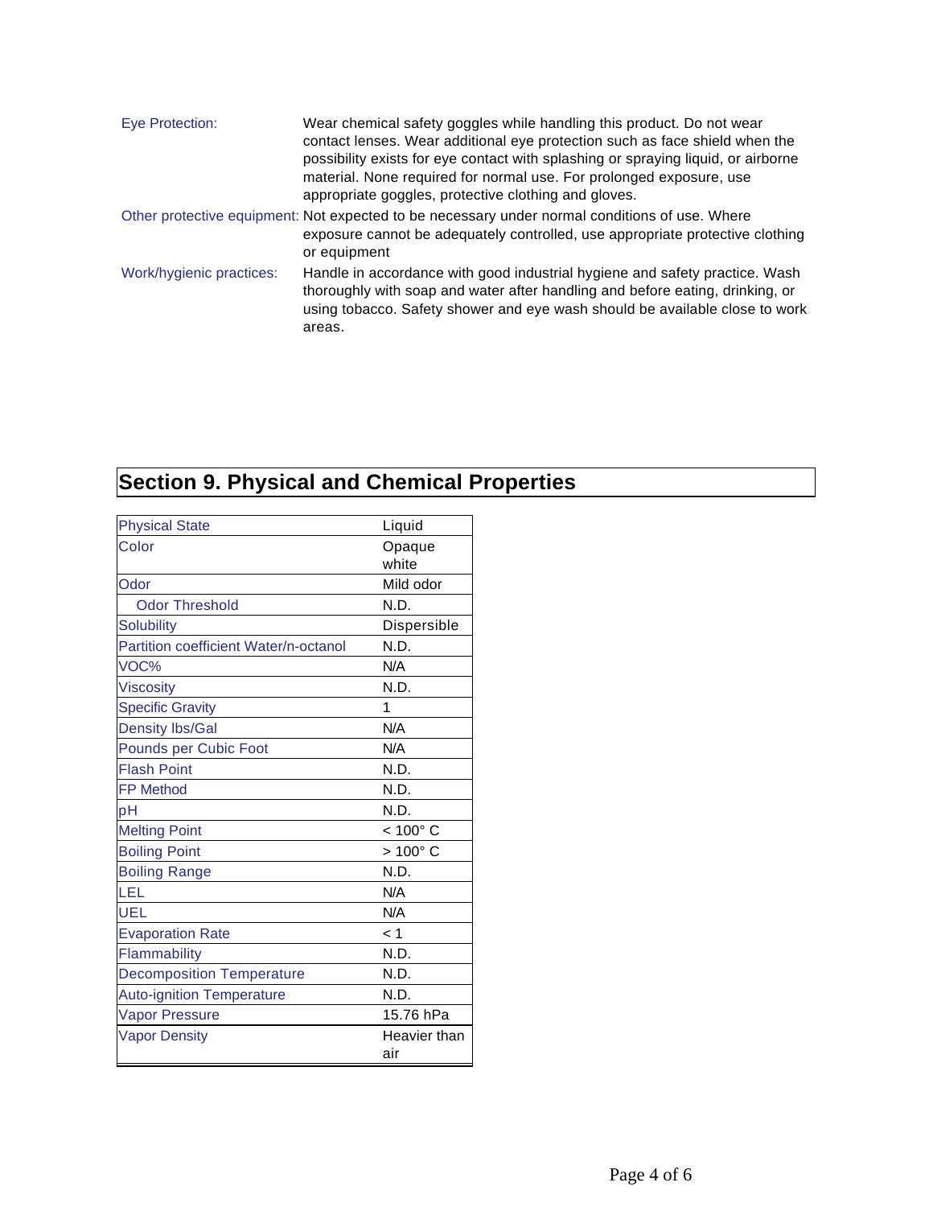| | |
|---|---|
| Eye Protection: | Wear chemical safety goggles while handling this product. Do not wear contact lenses. Wear additional eye protection such as face shield when the possibility exists for eye contact with splashing or spraying liquid, or airborne material. None required for normal use. For prolonged exposure, use appropriate goggles, protective clothing and gloves. |
| Other protective equipment: | Not expected to be necessary under normal conditions of use. Where exposure cannot be adequately controlled, use appropriate protective clothing or equipment |
| Work/hygienic practices: | Handle in accordance with good industrial hygiene and safety practice. Wash thoroughly with soap and water after handling and before eating, drinking, or using tobacco. Safety shower and eye wash should be available close to work areas. |

## Section 9. Physical and Chemical Properties

| Property | Value |
|---|---|
| Physical State | Liquid |
| Color | Opaque white |
| Odor | Mild odor |
| Odor Threshold | N.D. |
| Solubility | Dispersible |
| Partition coefficient Water/n-octanol | N.D. |
| VOC% | N/A |
| Viscosity | N.D. |
| Specific Gravity | 1 |
| Density lbs/Gal | N/A |
| Pounds per Cubic Foot | N/A |
| Flash Point | N.D. |
| FP Method | N.D. |
| pH | N.D. |
| Melting Point | < 100° C |
| Boiling Point | > 100° C |
| Boiling Range | N.D. |
| LEL | N/A |
| UEL | N/A |
| Evaporation Rate | < 1 |
| Flammability | N.D. |
| Decomposition Temperature | N.D. |
| Auto-ignition Temperature | N.D. |
| Vapor Pressure | 15.76 hPa |
| Vapor Density | Heavier than air |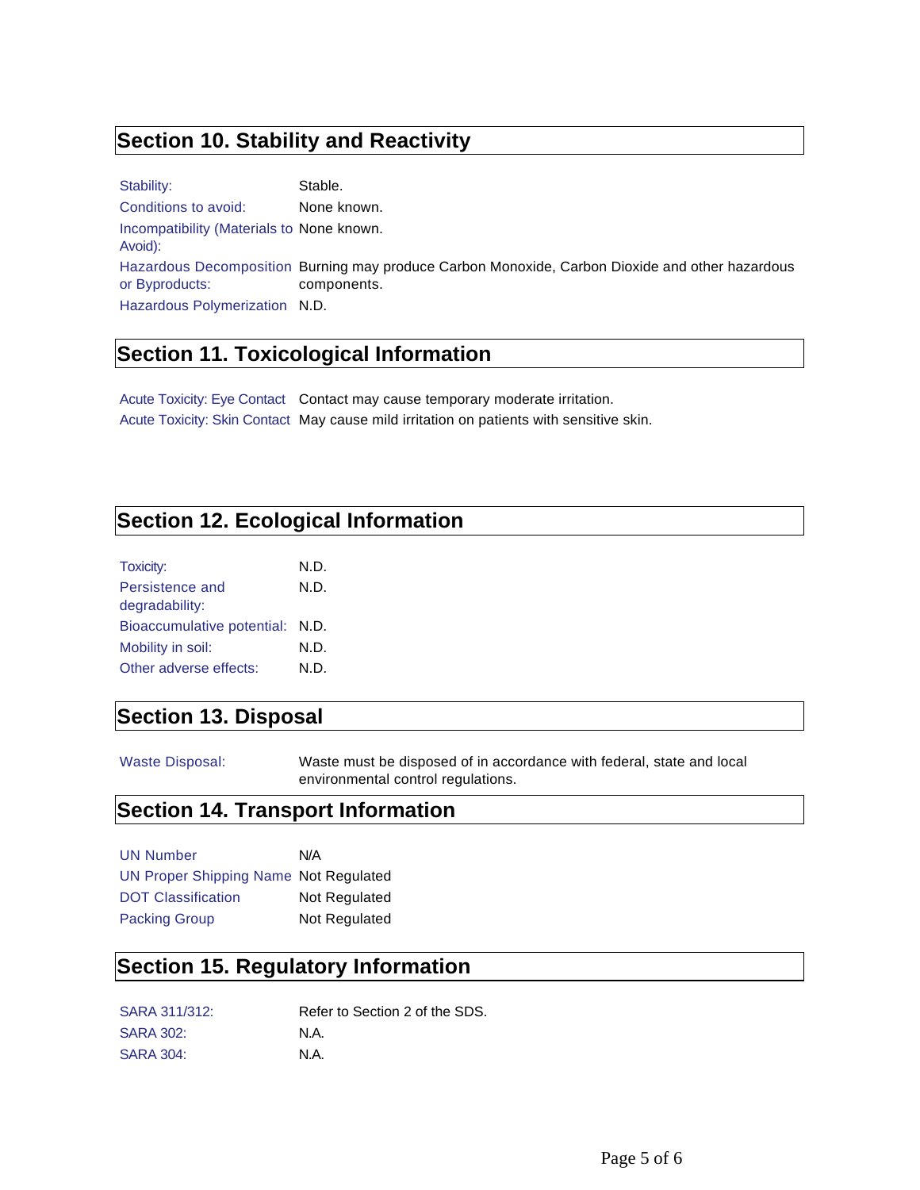## Section 10. Stability and Reactivity

| | |
|---|---|
| Stability: | Stable. |
| Conditions to avoid: | None known. |
| Incompatibility (Materials to Avoid): | None known. |
| Hazardous Decomposition or Byproducts: | Burning may produce Carbon Monoxide, Carbon Dioxide and other hazardous components. |
| Hazardous Polymerization | N.D. |

## Section 11. Toxicological Information

| | |
|---|---|
| Acute Toxicity: Eye Contact | Contact may cause temporary moderate irritation. |
| Acute Toxicity: Skin Contact | May cause mild irritation on patients with sensitive skin. |

## Section 12. Ecological Information

| | |
|---|---|
| Toxicity: | N.D. |
| Persistence and degradability: | N.D. |
| Bioaccumulative potential: | N.D. |
| Mobility in soil: | N.D. |
| Other adverse effects: | N.D. |

## Section 13. Disposal

| | |
|---|---|
| Waste Disposal: | Waste must be disposed of in accordance with federal, state and local environmental control regulations. |

## Section 14. Transport Information

| | |
|---|---|
| UN Number | N/A |
| UN Proper Shipping Name | Not Regulated |
| DOT Classification | Not Regulated |
| Packing Group | Not Regulated |

## Section 15. Regulatory Information

| | |
|---|---|
| SARA 311/312: | Refer to Section 2 of the SDS. |
| SARA 302: | N.A. |
| SARA 304: | N.A. |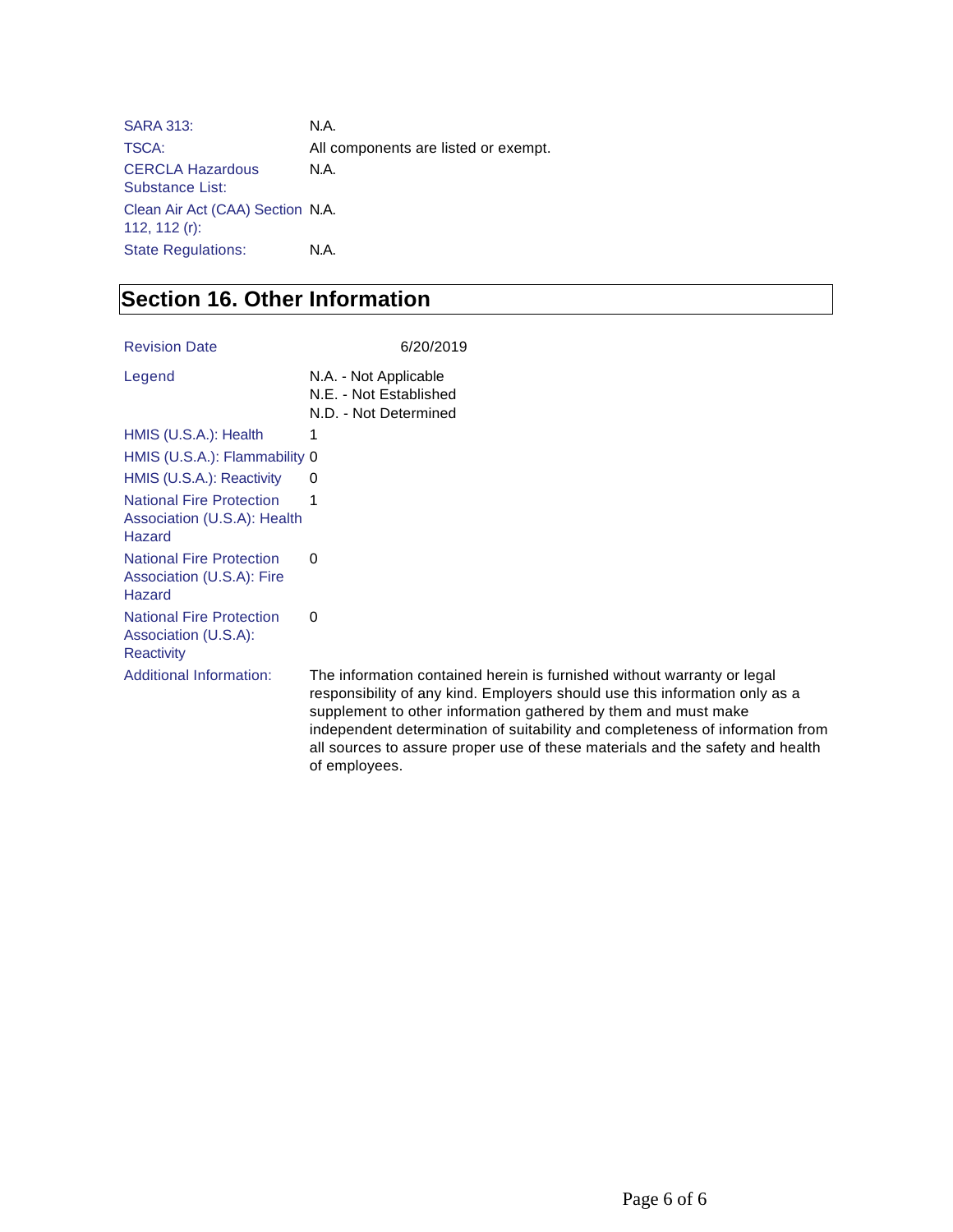| | |
|---|---|
| SARA 313: | N.A. |
| TSCA: | All components are listed or exempt. |
| CERCLA Hazardous Substance List: | N.A. |
| Clean Air Act (CAA) Section 112, 112 (r): | N.A. |
| State Regulations: | N.A. |

## Section 16. Other Information

| | |
|---|---|
| Revision Date | 6/20/2019 |
| Legend | N.A. - Not Applicable<br>N.E. - Not Established<br>N.D. - Not Determined |
| HMIS (U.S.A.): Health | 1 |
| HMIS (U.S.A.): Flammability | 0 |
| HMIS (U.S.A.): Reactivity | 0 |
| National Fire Protection Association (U.S.A): Health Hazard | 1 |
| National Fire Protection Association (U.S.A): Fire Hazard | 0 |
| National Fire Protection Association (U.S.A): Reactivity | 0 |
| Additional Information: | The information contained herein is furnished without warranty or legal responsibility of any kind. Employers should use this information only as a supplement to other information gathered by them and must make independent determination of suitability and completeness of information from all sources to assure proper use of these materials and the safety and health of employees. |